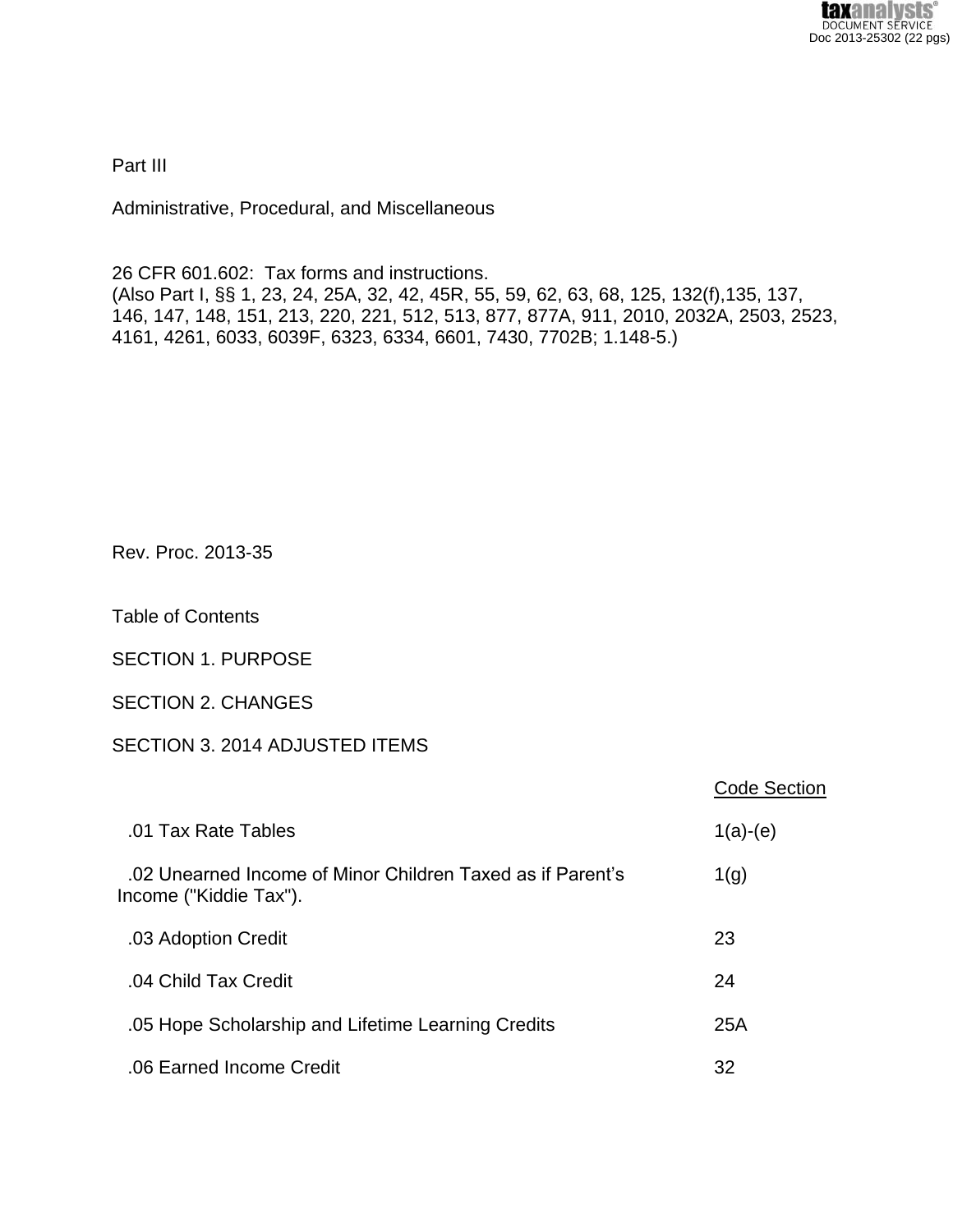Part III

Administrative, Procedural, and Miscellaneous

26 CFR 601.602: Tax forms and instructions.
(Also Part I, §§ 1, 23, 24, 25A, 32, 42, 45R, 55, 59, 62, 63, 68, 125, 132(f),135, 137, 146, 147, 148, 151, 213, 220, 221, 512, 513, 877, 877A, 911, 2010, 2032A, 2503, 2523, 4161, 4261, 6033, 6039F, 6323, 6334, 6601, 7430, 7702B; 1.148-5.)

Rev. Proc. 2013-35

Table of Contents

SECTION 1. PURPOSE

SECTION 2. CHANGES

SECTION 3. 2014 ADJUSTED ITEMS

| | Code Section |
|---|---|
| .01 Tax Rate Tables | 1(a)-(e) |
| .02 Unearned Income of Minor Children Taxed as if Parent's Income ("Kiddie Tax"). | 1(g) |
| .03 Adoption Credit | 23 |
| .04 Child Tax Credit | 24 |
| .05 Hope Scholarship and Lifetime Learning Credits | 25A |
| .06 Earned Income Credit | 32 |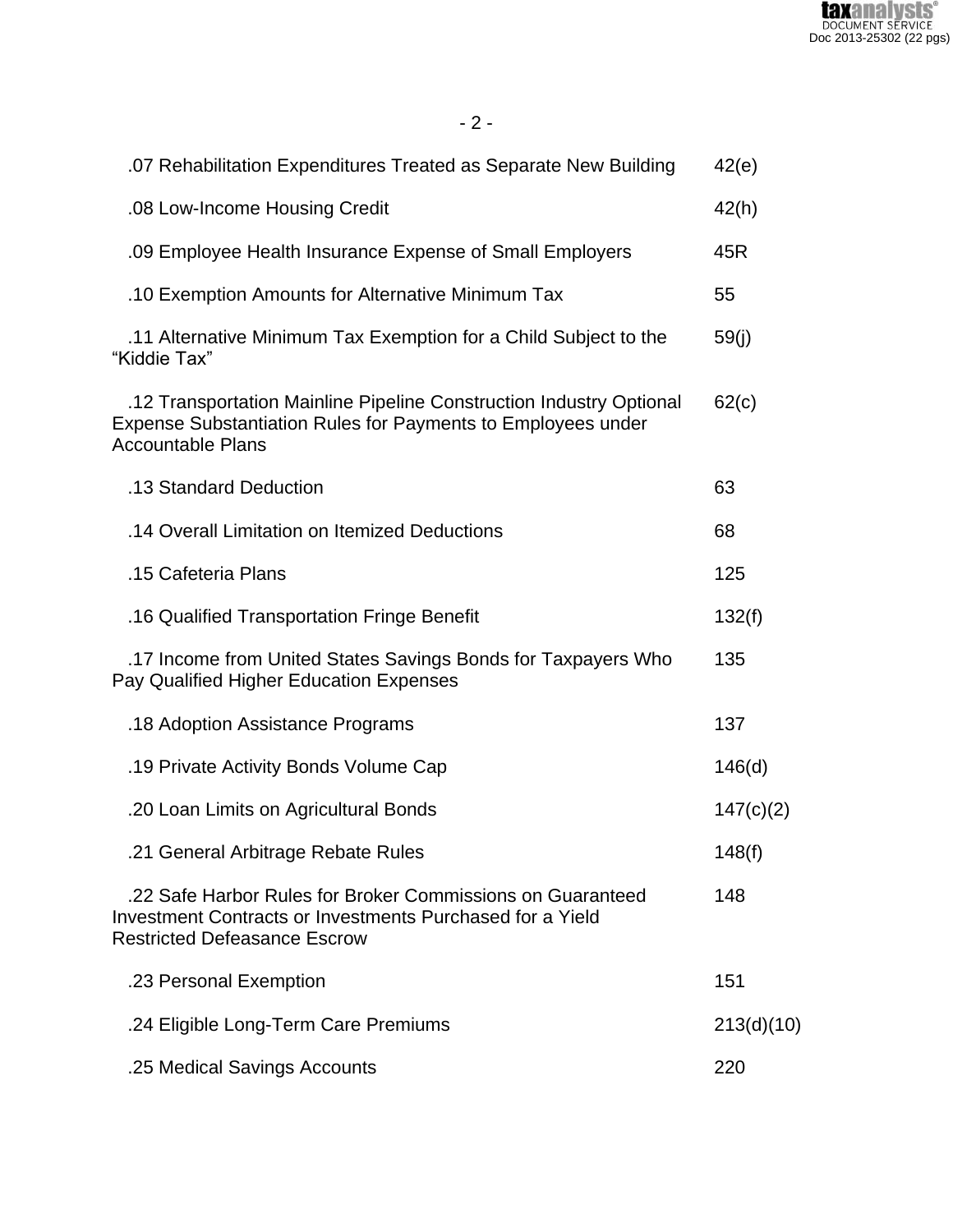| | |
|---|---|
| .07 Rehabilitation Expenditures Treated as Separate New Building | 42(e) |
| .08 Low-Income Housing Credit | 42(h) |
| .09 Employee Health Insurance Expense of Small Employers | 45R |
| .10 Exemption Amounts for Alternative Minimum Tax | 55 |
| .11 Alternative Minimum Tax Exemption for a Child Subject to the "Kiddie Tax" | 59(j) |
| .12 Transportation Mainline Pipeline Construction Industry Optional Expense Substantiation Rules for Payments to Employees under Accountable Plans | 62(c) |
| .13 Standard Deduction | 63 |
| .14 Overall Limitation on Itemized Deductions | 68 |
| .15 Cafeteria Plans | 125 |
| .16 Qualified Transportation Fringe Benefit | 132(f) |
| .17 Income from United States Savings Bonds for Taxpayers Who Pay Qualified Higher Education Expenses | 135 |
| .18 Adoption Assistance Programs | 137 |
| .19 Private Activity Bonds Volume Cap | 146(d) |
| .20 Loan Limits on Agricultural Bonds | 147(c)(2) |
| .21 General Arbitrage Rebate Rules | 148(f) |
| .22 Safe Harbor Rules for Broker Commissions on Guaranteed Investment Contracts or Investments Purchased for a Yield Restricted Defeasance Escrow | 148 |
| .23 Personal Exemption | 151 |
| .24 Eligible Long-Term Care Premiums | 213(d)(10) |
| .25 Medical Savings Accounts | 220 |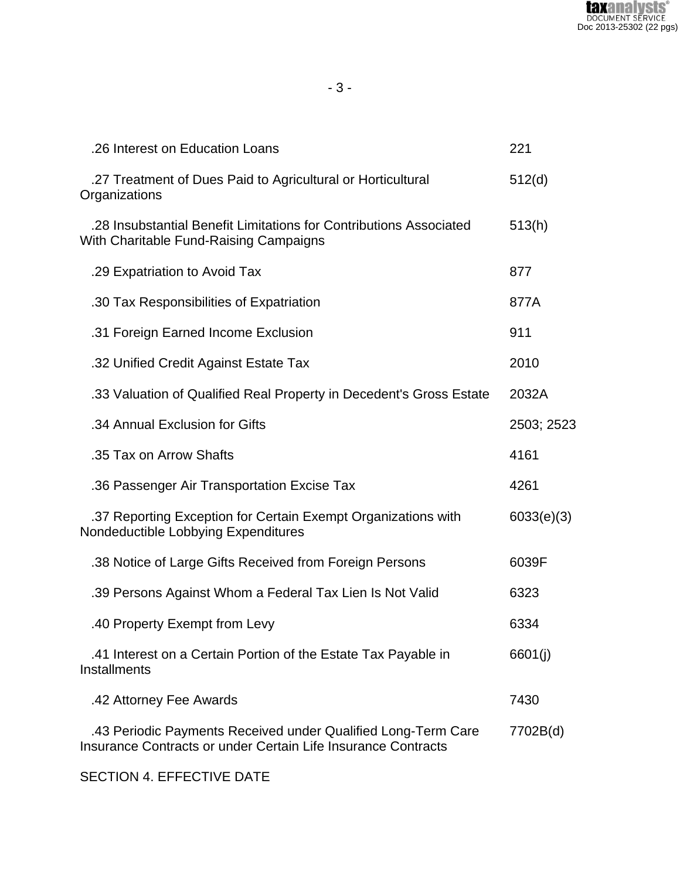| | |
|---|---|
| .26 Interest on Education Loans | 221 |
| .27 Treatment of Dues Paid to Agricultural or Horticultural Organizations | 512(d) |
| .28 Insubstantial Benefit Limitations for Contributions Associated With Charitable Fund-Raising Campaigns | 513(h) |
| .29 Expatriation to Avoid Tax | 877 |
| .30 Tax Responsibilities of Expatriation | 877A |
| .31 Foreign Earned Income Exclusion | 911 |
| .32 Unified Credit Against Estate Tax | 2010 |
| .33 Valuation of Qualified Real Property in Decedent's Gross Estate | 2032A |
| .34 Annual Exclusion for Gifts | 2503; 2523 |
| .35 Tax on Arrow Shafts | 4161 |
| .36 Passenger Air Transportation Excise Tax | 4261 |
| .37 Reporting Exception for Certain Exempt Organizations with Nondeductible Lobbying Expenditures | 6033(e)(3) |
| .38 Notice of Large Gifts Received from Foreign Persons | 6039F |
| .39 Persons Against Whom a Federal Tax Lien Is Not Valid | 6323 |
| .40 Property Exempt from Levy | 6334 |
| .41 Interest on a Certain Portion of the Estate Tax Payable in Installments | 6601(j) |
| .42 Attorney Fee Awards | 7430 |
| .43 Periodic Payments Received under Qualified Long-Term Care Insurance Contracts or under Certain Life Insurance Contracts | 7702B(d) |

SECTION 4. EFFECTIVE DATE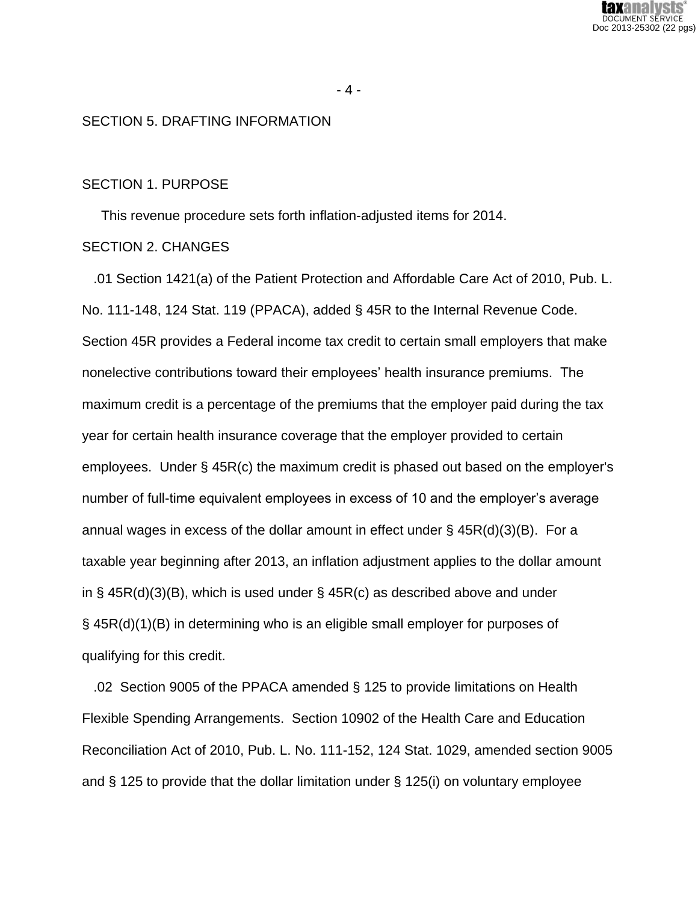SECTION 5. DRAFTING INFORMATION

SECTION 1. PURPOSE

This revenue procedure sets forth inflation-adjusted items for 2014.

SECTION 2. CHANGES

.01 Section 1421(a) of the Patient Protection and Affordable Care Act of 2010, Pub. L. No. 111-148, 124 Stat. 119 (PPACA), added § 45R to the Internal Revenue Code. Section 45R provides a Federal income tax credit to certain small employers that make nonelective contributions toward their employees' health insurance premiums. The maximum credit is a percentage of the premiums that the employer paid during the tax year for certain health insurance coverage that the employer provided to certain employees. Under § 45R(c) the maximum credit is phased out based on the employer's number of full-time equivalent employees in excess of 10 and the employer's average annual wages in excess of the dollar amount in effect under § 45R(d)(3)(B). For a taxable year beginning after 2013, an inflation adjustment applies to the dollar amount in § 45R(d)(3)(B), which is used under § 45R(c) as described above and under § 45R(d)(1)(B) in determining who is an eligible small employer for purposes of qualifying for this credit.

.02 Section 9005 of the PPACA amended § 125 to provide limitations on Health Flexible Spending Arrangements. Section 10902 of the Health Care and Education Reconciliation Act of 2010, Pub. L. No. 111-152, 124 Stat. 1029, amended section 9005 and § 125 to provide that the dollar limitation under § 125(i) on voluntary employee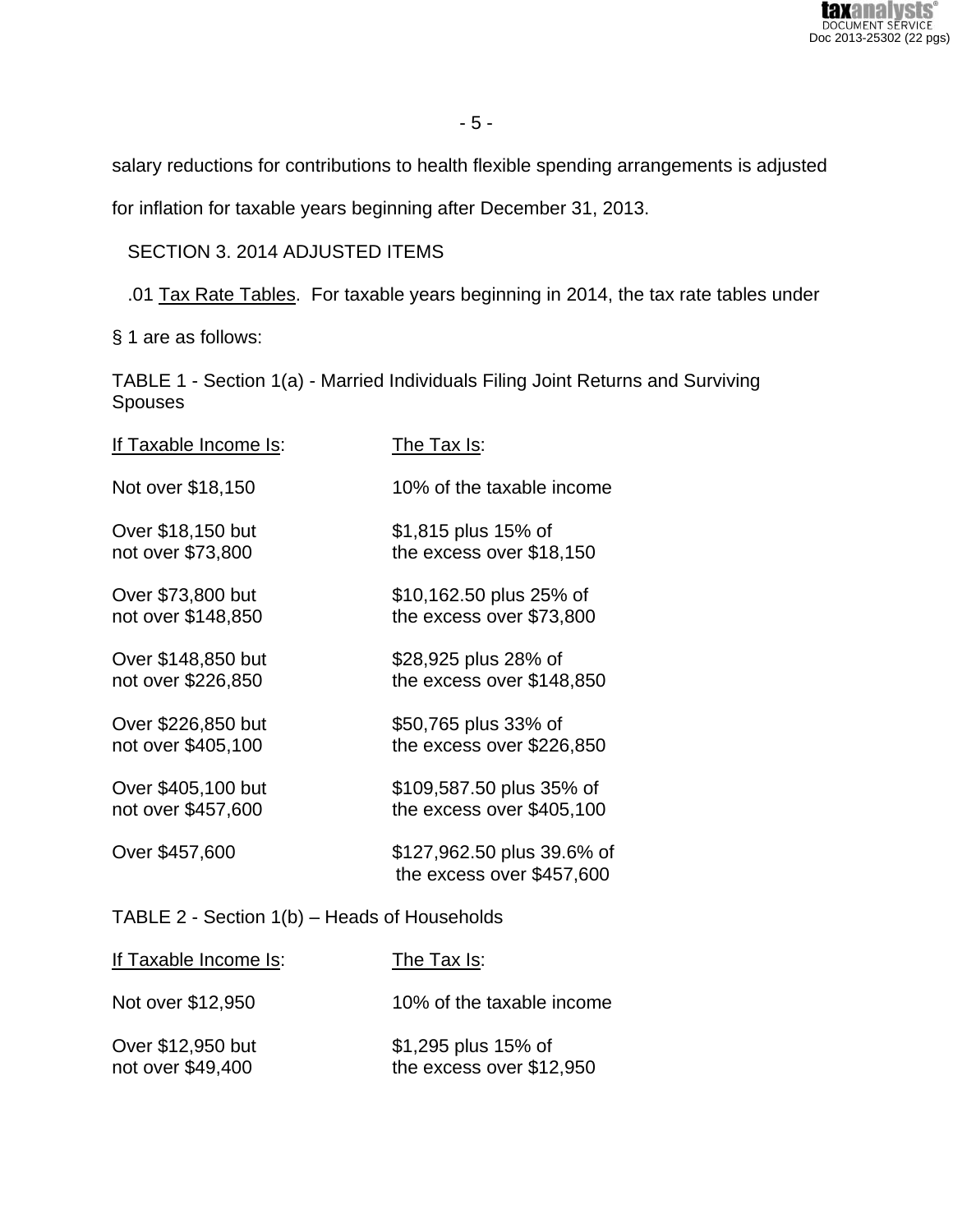salary reductions for contributions to health flexible spending arrangements is adjusted for inflation for taxable years beginning after December 31, 2013.

## SECTION 3. 2014 ADJUSTED ITEMS

.01 Tax Rate Tables. For taxable years beginning in 2014, the tax rate tables under § 1 are as follows:

TABLE 1 - Section 1(a) - Married Individuals Filing Joint Returns and Surviving Spouses

| If Taxable Income Is: | The Tax Is: |
|---|---|
| Not over $18,150 | 10% of the taxable income |
| Over $18,150 but not over $73,800 | $1,815 plus 15% of the excess over $18,150 |
| Over $73,800 but not over $148,850 | $10,162.50 plus 25% of the excess over $73,800 |
| Over $148,850 but not over $226,850 | $28,925 plus 28% of the excess over $148,850 |
| Over $226,850 but not over $405,100 | $50,765 plus 33% of the excess over $226,850 |
| Over $405,100 but not over $457,600 | $109,587.50 plus 35% of the excess over $405,100 |
| Over $457,600 | $127,962.50 plus 39.6% of the excess over $457,600 |

TABLE 2 - Section 1(b) – Heads of Households

| If Taxable Income Is: | The Tax Is: |
|---|---|
| Not over $12,950 | 10% of the taxable income |
| Over $12,950 but not over $49,400 | $1,295 plus 15% of the excess over $12,950 |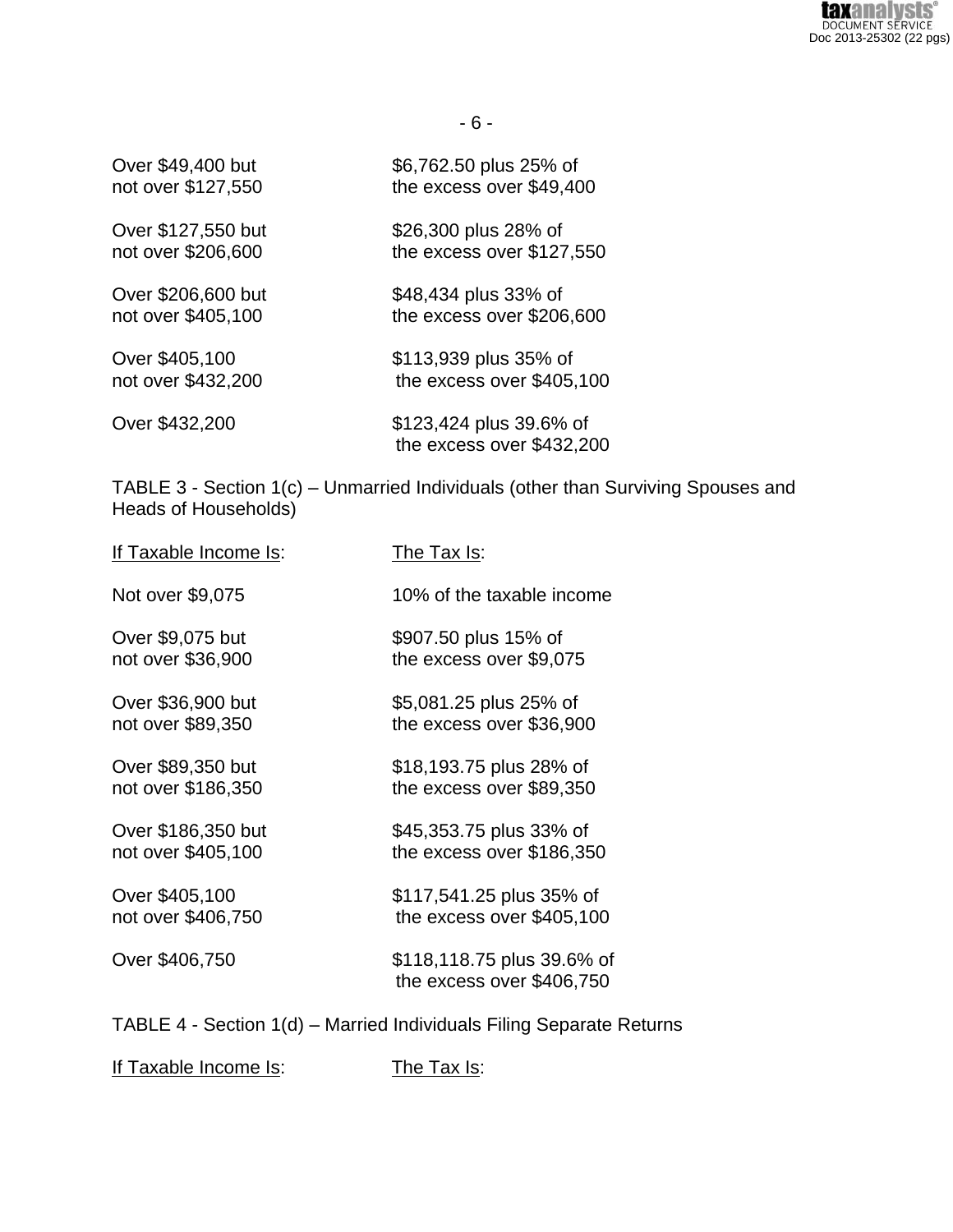| | |
|---|---|
| Over $49,400 but not over $127,550 | $6,762.50 plus 25% of the excess over $49,400 |
| Over $127,550 but not over $206,600 | $26,300 plus 28% of the excess over $127,550 |
| Over $206,600 but not over $405,100 | $48,434 plus 33% of the excess over $206,600 |
| Over $405,100 not over $432,200 | $113,939 plus 35% of the excess over $405,100 |
| Over $432,200 | $123,424 plus 39.6% of the excess over $432,200 |

TABLE 3 - Section 1(c) – Unmarried Individuals (other than Surviving Spouses and Heads of Households)

| If Taxable Income Is: | The Tax Is: |
|---|---|
| Not over $9,075 | 10% of the taxable income |
| Over $9,075 but not over $36,900 | $907.50 plus 15% of the excess over $9,075 |
| Over $36,900 but not over $89,350 | $5,081.25 plus 25% of the excess over $36,900 |
| Over $89,350 but not over $186,350 | $18,193.75 plus 28% of the excess over $89,350 |
| Over $186,350 but not over $405,100 | $45,353.75 plus 33% of the excess over $186,350 |
| Over $405,100 not over $406,750 | $117,541.25 plus 35% of the excess over $405,100 |
| Over $406,750 | $118,118.75 plus 39.6% of the excess over $406,750 |

TABLE 4 - Section 1(d) – Married Individuals Filing Separate Returns

| If Taxable Income Is: | The Tax Is: |
|---|---|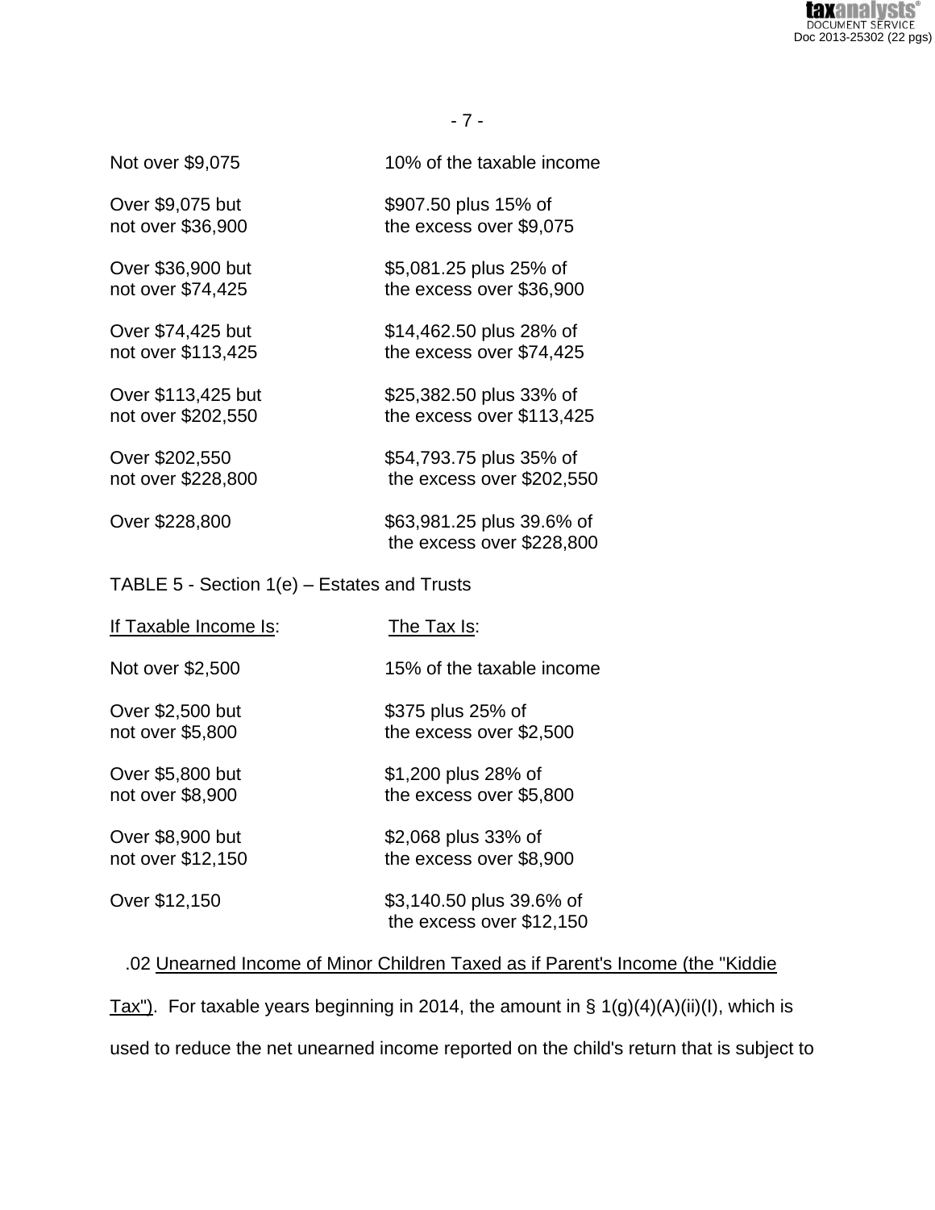| | |
|---|---|
| Not over $9,075 | 10% of the taxable income |
| Over $9,075 but not over $36,900 | $907.50 plus 15% of the excess over $9,075 |
| Over $36,900 but not over $74,425 | $5,081.25 plus 25% of the excess over $36,900 |
| Over $74,425 but not over $113,425 | $14,462.50 plus 28% of the excess over $74,425 |
| Over $113,425 but not over $202,550 | $25,382.50 plus 33% of the excess over $113,425 |
| Over $202,550 not over $228,800 | $54,793.75 plus 35% of the excess over $202,550 |
| Over $228,800 | $63,981.25 plus 39.6% of the excess over $228,800 |

TABLE 5 - Section 1(e) – Estates and Trusts

| If Taxable Income Is: | The Tax Is: |
|---|---|
| Not over $2,500 | 15% of the taxable income |
| Over $2,500 but not over $5,800 | $375 plus 25% of the excess over $2,500 |
| Over $5,800 but not over $8,900 | $1,200 plus 28% of the excess over $5,800 |
| Over $8,900 but not over $12,150 | $2,068 plus 33% of the excess over $8,900 |
| Over $12,150 | $3,140.50 plus 39.6% of the excess over $12,150 |

.02 Unearned Income of Minor Children Taxed as if Parent's Income (the "Kiddie Tax"). For taxable years beginning in 2014, the amount in § 1(g)(4)(A)(ii)(I), which is used to reduce the net unearned income reported on the child's return that is subject to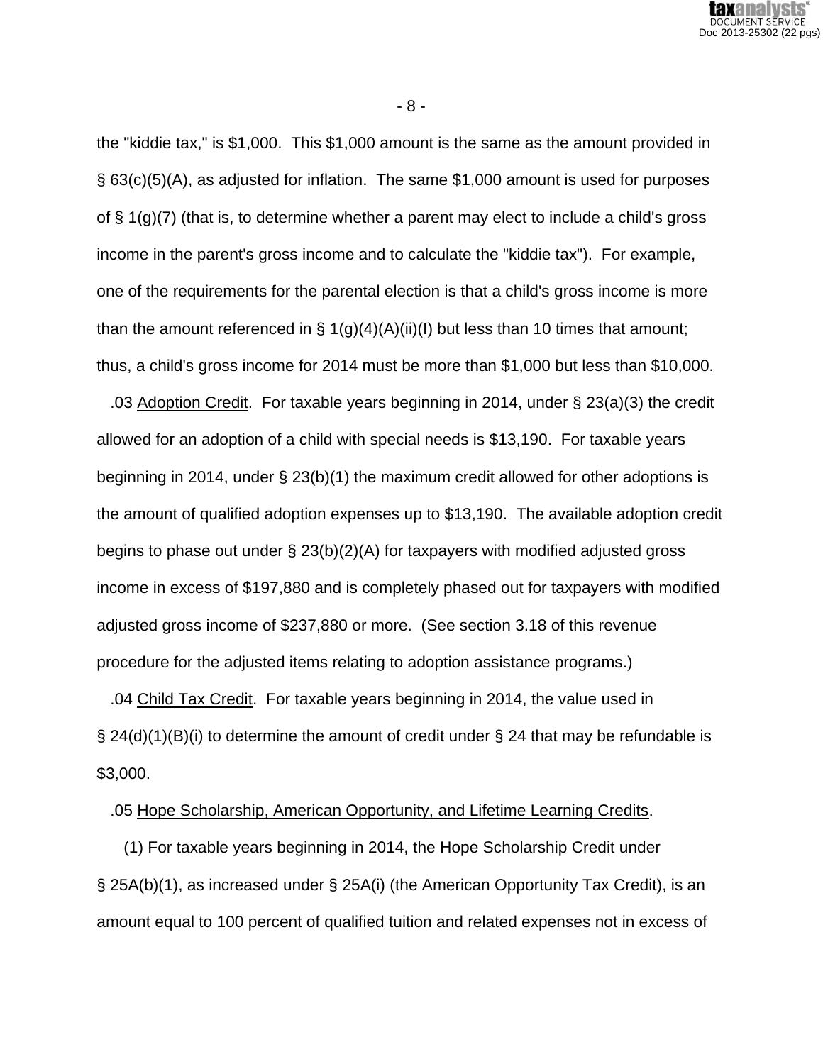the "kiddie tax," is $1,000. This $1,000 amount is the same as the amount provided in § 63(c)(5)(A), as adjusted for inflation. The same $1,000 amount is used for purposes of § 1(g)(7) (that is, to determine whether a parent may elect to include a child's gross income in the parent's gross income and to calculate the "kiddie tax"). For example, one of the requirements for the parental election is that a child's gross income is more than the amount referenced in § 1(g)(4)(A)(ii)(I) but less than 10 times that amount; thus, a child's gross income for 2014 must be more than $1,000 but less than $10,000.

.03 Adoption Credit. For taxable years beginning in 2014, under § 23(a)(3) the credit allowed for an adoption of a child with special needs is $13,190. For taxable years beginning in 2014, under § 23(b)(1) the maximum credit allowed for other adoptions is the amount of qualified adoption expenses up to $13,190. The available adoption credit begins to phase out under § 23(b)(2)(A) for taxpayers with modified adjusted gross income in excess of $197,880 and is completely phased out for taxpayers with modified adjusted gross income of $237,880 or more. (See section 3.18 of this revenue procedure for the adjusted items relating to adoption assistance programs.)

.04 Child Tax Credit. For taxable years beginning in 2014, the value used in § 24(d)(1)(B)(i) to determine the amount of credit under § 24 that may be refundable is $3,000.

.05 Hope Scholarship, American Opportunity, and Lifetime Learning Credits.

(1) For taxable years beginning in 2014, the Hope Scholarship Credit under § 25A(b)(1), as increased under § 25A(i) (the American Opportunity Tax Credit), is an amount equal to 100 percent of qualified tuition and related expenses not in excess of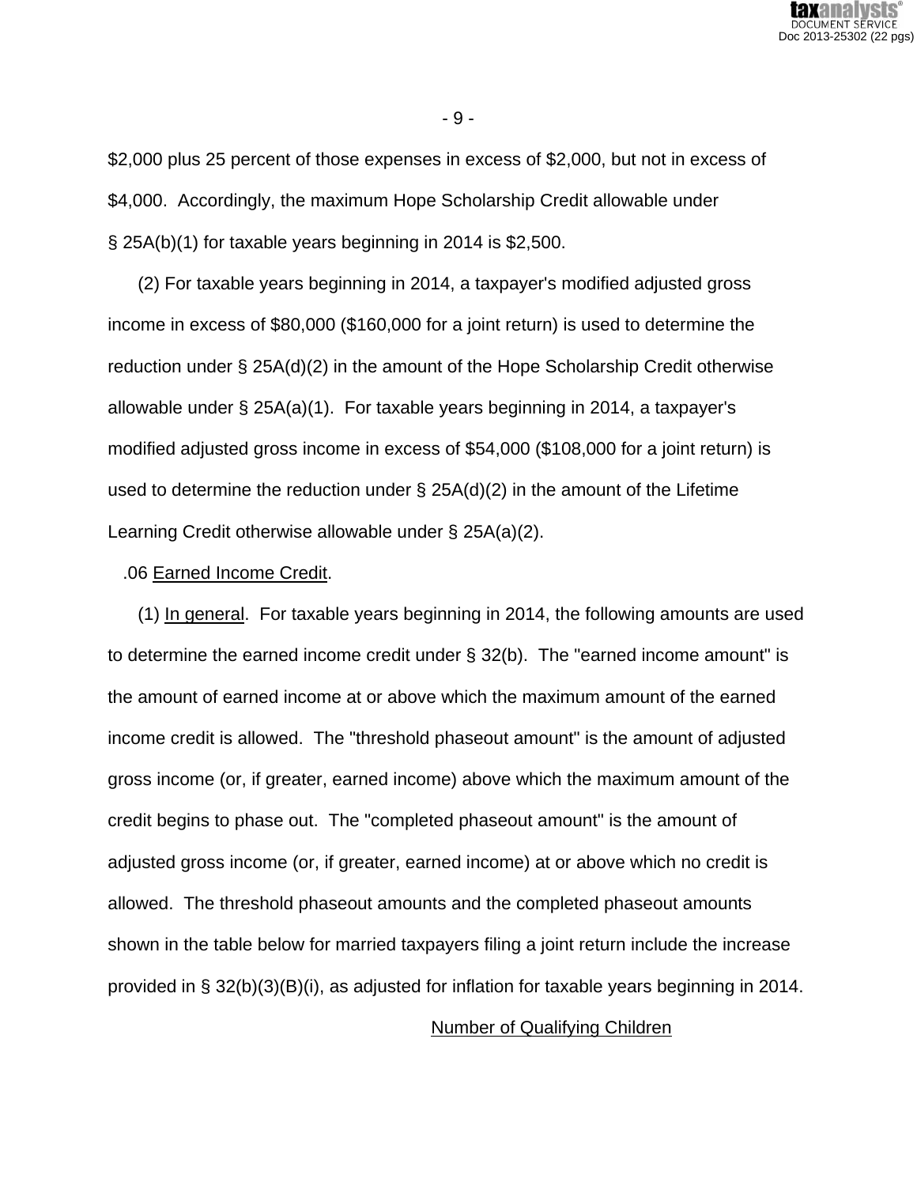$2,000 plus 25 percent of those expenses in excess of $2,000, but not in excess of $4,000. Accordingly, the maximum Hope Scholarship Credit allowable under § 25A(b)(1) for taxable years beginning in 2014 is $2,500.

(2) For taxable years beginning in 2014, a taxpayer's modified adjusted gross income in excess of $80,000 ($160,000 for a joint return) is used to determine the reduction under § 25A(d)(2) in the amount of the Hope Scholarship Credit otherwise allowable under § 25A(a)(1). For taxable years beginning in 2014, a taxpayer's modified adjusted gross income in excess of $54,000 ($108,000 for a joint return) is used to determine the reduction under § 25A(d)(2) in the amount of the Lifetime Learning Credit otherwise allowable under § 25A(a)(2).

.06 <u>Earned Income Credit</u>.

(1) <u>In general</u>. For taxable years beginning in 2014, the following amounts are used to determine the earned income credit under § 32(b). The "earned income amount" is the amount of earned income at or above which the maximum amount of the earned income credit is allowed. The "threshold phaseout amount" is the amount of adjusted gross income (or, if greater, earned income) above which the maximum amount of the credit begins to phase out. The "completed phaseout amount" is the amount of adjusted gross income (or, if greater, earned income) at or above which no credit is allowed. The threshold phaseout amounts and the completed phaseout amounts shown in the table below for married taxpayers filing a joint return include the increase provided in § 32(b)(3)(B)(i), as adjusted for inflation for taxable years beginning in 2014.

<u>Number of Qualifying Children</u>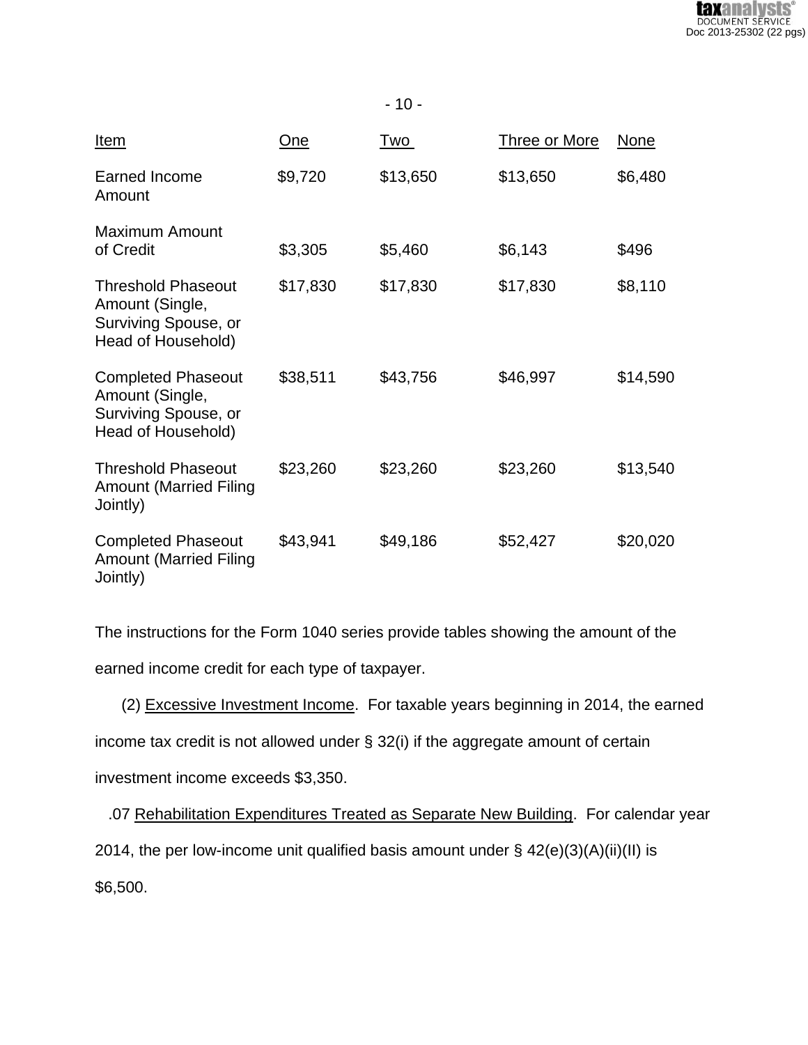| Item | One | Two | Three or More | None |
| --- | --- | --- | --- | --- |
| Earned Income Amount | $9,720 | $13,650 | $13,650 | $6,480 |
| Maximum Amount of Credit | $3,305 | $5,460 | $6,143 | $496 |
| Threshold Phaseout Amount (Single, Surviving Spouse, or Head of Household) | $17,830 | $17,830 | $17,830 | $8,110 |
| Completed Phaseout Amount (Single, Surviving Spouse, or Head of Household) | $38,511 | $43,756 | $46,997 | $14,590 |
| Threshold Phaseout Amount (Married Filing Jointly) | $23,260 | $23,260 | $23,260 | $13,540 |
| Completed Phaseout Amount (Married Filing Jointly) | $43,941 | $49,186 | $52,427 | $20,020 |

The instructions for the Form 1040 series provide tables showing the amount of the earned income credit for each type of taxpayer.

(2) Excessive Investment Income. For taxable years beginning in 2014, the earned income tax credit is not allowed under § 32(i) if the aggregate amount of certain investment income exceeds $3,350.

.07 Rehabilitation Expenditures Treated as Separate New Building. For calendar year 2014, the per low-income unit qualified basis amount under § 42(e)(3)(A)(ii)(II) is $6,500.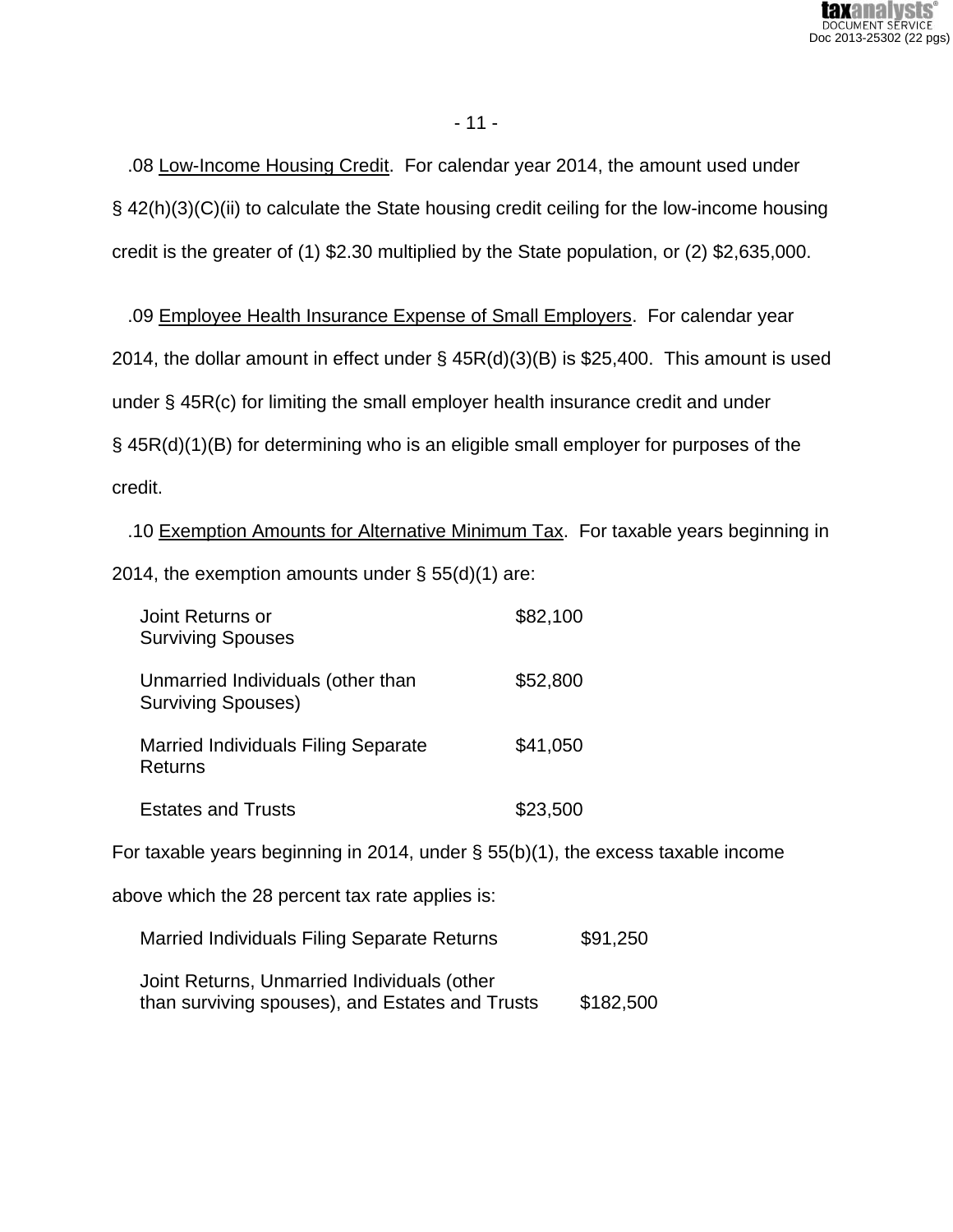.08 Low-Income Housing Credit. For calendar year 2014, the amount used under § 42(h)(3)(C)(ii) to calculate the State housing credit ceiling for the low-income housing credit is the greater of (1) $2.30 multiplied by the State population, or (2) $2,635,000.

.09 Employee Health Insurance Expense of Small Employers. For calendar year 2014, the dollar amount in effect under § 45R(d)(3)(B) is $25,400. This amount is used under § 45R(c) for limiting the small employer health insurance credit and under § 45R(d)(1)(B) for determining who is an eligible small employer for purposes of the credit.

.10 Exemption Amounts for Alternative Minimum Tax. For taxable years beginning in 2014, the exemption amounts under § 55(d)(1) are:

| | |
|---|---|
| Joint Returns or Surviving Spouses | $82,100 |
| Unmarried Individuals (other than Surviving Spouses) | $52,800 |
| Married Individuals Filing Separate Returns | $41,050 |
| Estates and Trusts | $23,500 |

For taxable years beginning in 2014, under § 55(b)(1), the excess taxable income above which the 28 percent tax rate applies is:

| | |
|---|---|
| Married Individuals Filing Separate Returns | $91,250 |
| Joint Returns, Unmarried Individuals (other than surviving spouses), and Estates and Trusts | $182,500 |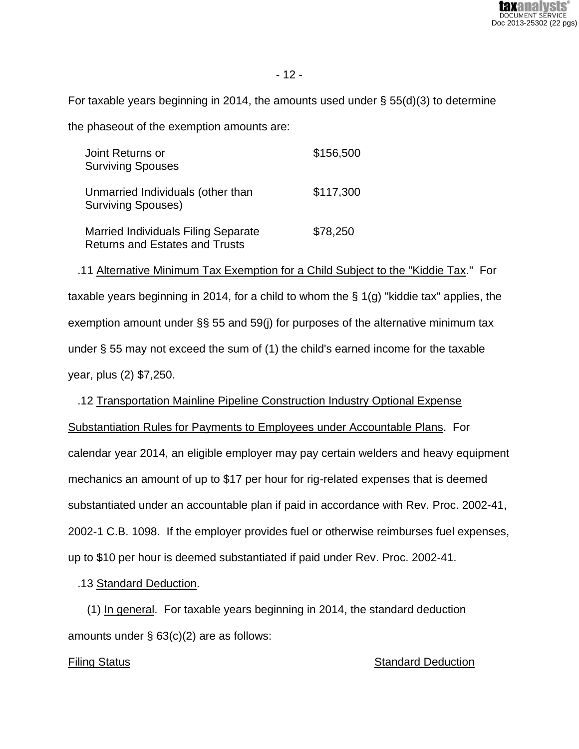For taxable years beginning in 2014, the amounts used under § 55(d)(3) to determine the phaseout of the exemption amounts are:

| | |
|---|---|
| Joint Returns or Surviving Spouses | $156,500 |
| Unmarried Individuals (other than Surviving Spouses) | $117,300 |
| Married Individuals Filing Separate Returns and Estates and Trusts | $78,250 |

.11 Alternative Minimum Tax Exemption for a Child Subject to the "Kiddie Tax."  For taxable years beginning in 2014, for a child to whom the § 1(g) "kiddie tax" applies, the exemption amount under §§ 55 and 59(j) for purposes of the alternative minimum tax under § 55 may not exceed the sum of (1) the child's earned income for the taxable year, plus (2) $7,250.

.12 Transportation Mainline Pipeline Construction Industry Optional Expense Substantiation Rules for Payments to Employees under Accountable Plans.  For calendar year 2014, an eligible employer may pay certain welders and heavy equipment mechanics an amount of up to $17 per hour for rig-related expenses that is deemed substantiated under an accountable plan if paid in accordance with Rev. Proc. 2002-41, 2002-1 C.B. 1098.  If the employer provides fuel or otherwise reimburses fuel expenses, up to $10 per hour is deemed substantiated if paid under Rev. Proc. 2002-41.

.13 Standard Deduction.

(1) In general.  For taxable years beginning in 2014, the standard deduction amounts under § 63(c)(2) are as follows:

| Filing Status | Standard Deduction |
|---|---|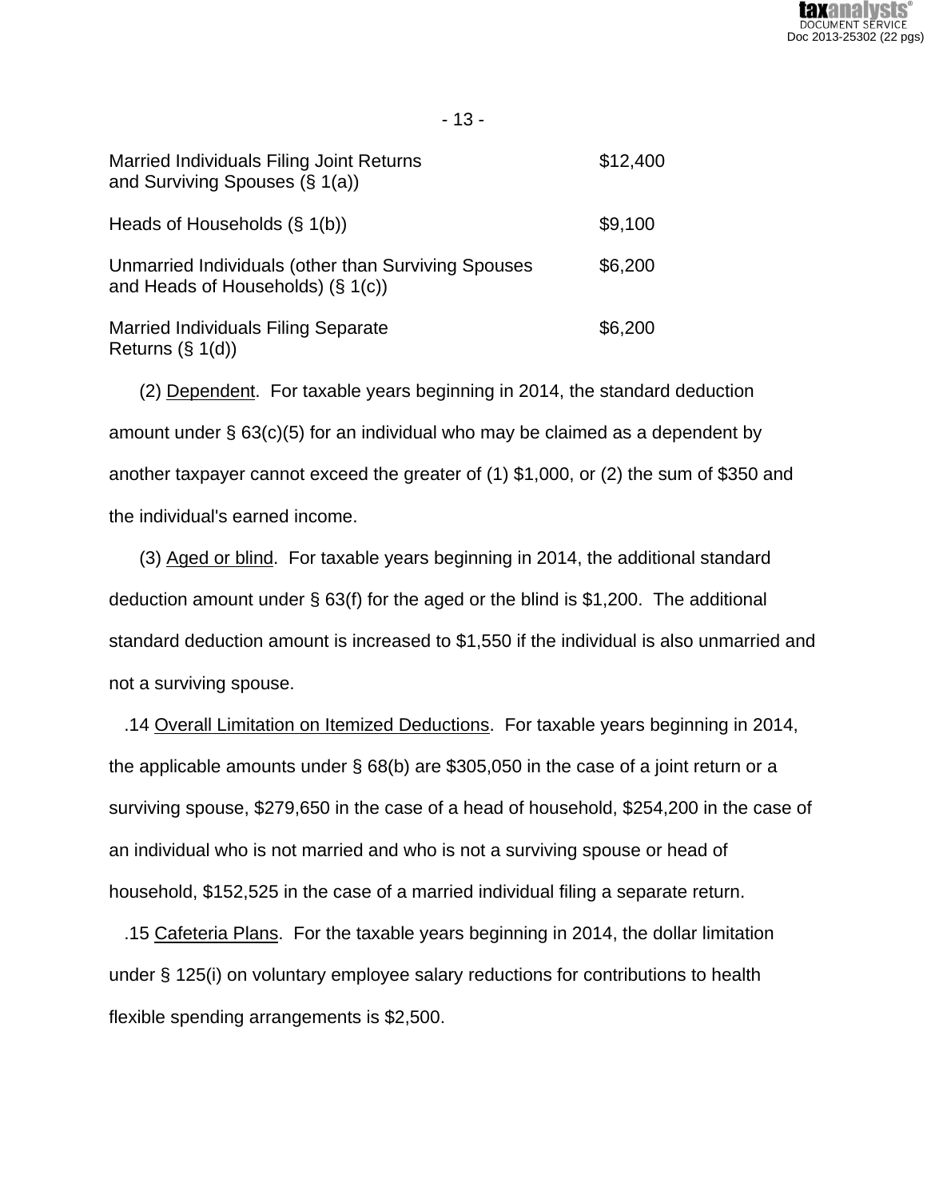| | |
|---|---|
| Married Individuals Filing Joint Returns and Surviving Spouses (§ 1(a)) | $12,400 |
| Heads of Households (§ 1(b)) | $9,100 |
| Unmarried Individuals (other than Surviving Spouses and Heads of Households) (§ 1(c)) | $6,200 |
| Married Individuals Filing Separate Returns (§ 1(d)) | $6,200 |

(2) Dependent. For taxable years beginning in 2014, the standard deduction amount under § 63(c)(5) for an individual who may be claimed as a dependent by another taxpayer cannot exceed the greater of (1) $1,000, or (2) the sum of $350 and the individual's earned income.

(3) Aged or blind. For taxable years beginning in 2014, the additional standard deduction amount under § 63(f) for the aged or the blind is $1,200. The additional standard deduction amount is increased to $1,550 if the individual is also unmarried and not a surviving spouse.

.14 Overall Limitation on Itemized Deductions. For taxable years beginning in 2014, the applicable amounts under § 68(b) are $305,050 in the case of a joint return or a surviving spouse, $279,650 in the case of a head of household, $254,200 in the case of an individual who is not married and who is not a surviving spouse or head of household, $152,525 in the case of a married individual filing a separate return.

.15 Cafeteria Plans. For the taxable years beginning in 2014, the dollar limitation under § 125(i) on voluntary employee salary reductions for contributions to health flexible spending arrangements is $2,500.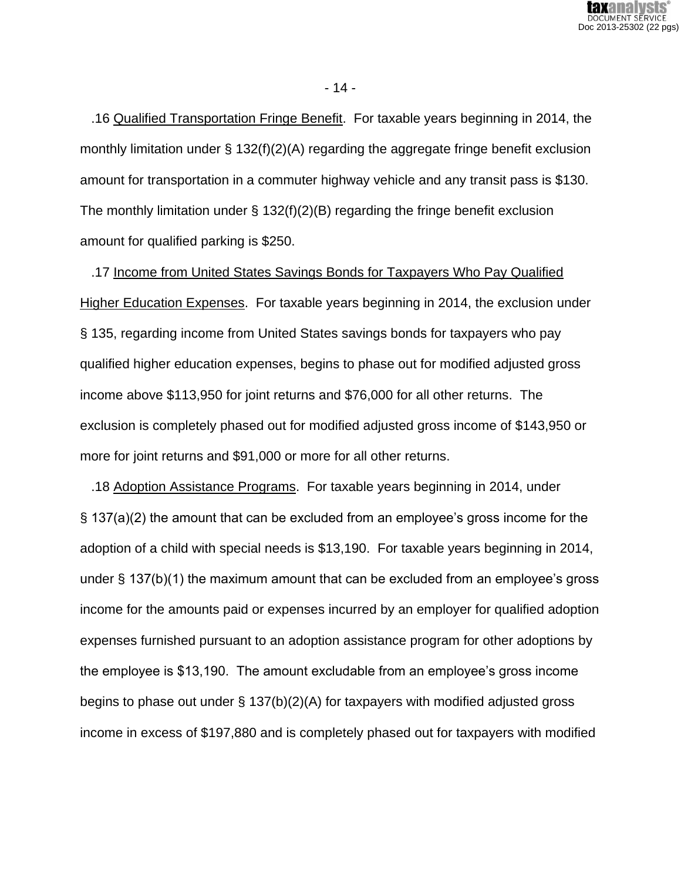.16 Qualified Transportation Fringe Benefit. For taxable years beginning in 2014, the monthly limitation under § 132(f)(2)(A) regarding the aggregate fringe benefit exclusion amount for transportation in a commuter highway vehicle and any transit pass is $130. The monthly limitation under § 132(f)(2)(B) regarding the fringe benefit exclusion amount for qualified parking is $250.

.17 Income from United States Savings Bonds for Taxpayers Who Pay Qualified Higher Education Expenses. For taxable years beginning in 2014, the exclusion under § 135, regarding income from United States savings bonds for taxpayers who pay qualified higher education expenses, begins to phase out for modified adjusted gross income above $113,950 for joint returns and $76,000 for all other returns. The exclusion is completely phased out for modified adjusted gross income of $143,950 or more for joint returns and $91,000 or more for all other returns.

.18 Adoption Assistance Programs. For taxable years beginning in 2014, under § 137(a)(2) the amount that can be excluded from an employee's gross income for the adoption of a child with special needs is $13,190. For taxable years beginning in 2014, under § 137(b)(1) the maximum amount that can be excluded from an employee's gross income for the amounts paid or expenses incurred by an employer for qualified adoption expenses furnished pursuant to an adoption assistance program for other adoptions by the employee is $13,190. The amount excludable from an employee's gross income begins to phase out under § 137(b)(2)(A) for taxpayers with modified adjusted gross income in excess of $197,880 and is completely phased out for taxpayers with modified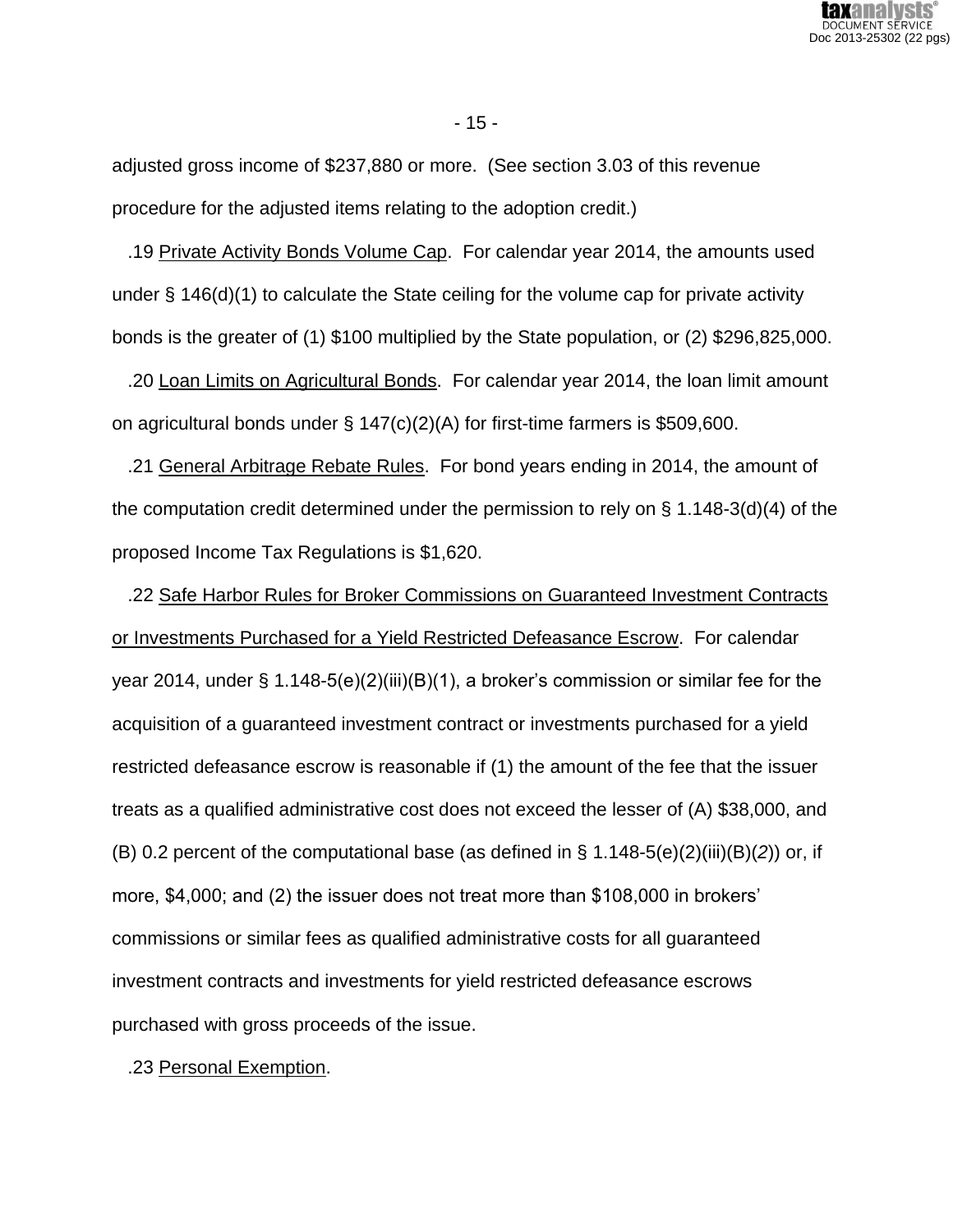adjusted gross income of $237,880 or more. (See section 3.03 of this revenue procedure for the adjusted items relating to the adoption credit.)

.19 Private Activity Bonds Volume Cap. For calendar year 2014, the amounts used under § 146(d)(1) to calculate the State ceiling for the volume cap for private activity bonds is the greater of (1) $100 multiplied by the State population, or (2) $296,825,000.

.20 Loan Limits on Agricultural Bonds. For calendar year 2014, the loan limit amount on agricultural bonds under § 147(c)(2)(A) for first-time farmers is $509,600.

.21 General Arbitrage Rebate Rules. For bond years ending in 2014, the amount of the computation credit determined under the permission to rely on § 1.148-3(d)(4) of the proposed Income Tax Regulations is $1,620.

.22 Safe Harbor Rules for Broker Commissions on Guaranteed Investment Contracts or Investments Purchased for a Yield Restricted Defeasance Escrow. For calendar year 2014, under § 1.148-5(e)(2)(iii)(B)(1), a broker's commission or similar fee for the acquisition of a guaranteed investment contract or investments purchased for a yield restricted defeasance escrow is reasonable if (1) the amount of the fee that the issuer treats as a qualified administrative cost does not exceed the lesser of (A) $38,000, and (B) 0.2 percent of the computational base (as defined in § 1.148-5(e)(2)(iii)(B)(*2*)) or, if more, $4,000; and (2) the issuer does not treat more than $108,000 in brokers' commissions or similar fees as qualified administrative costs for all guaranteed investment contracts and investments for yield restricted defeasance escrows purchased with gross proceeds of the issue.

.23 Personal Exemption.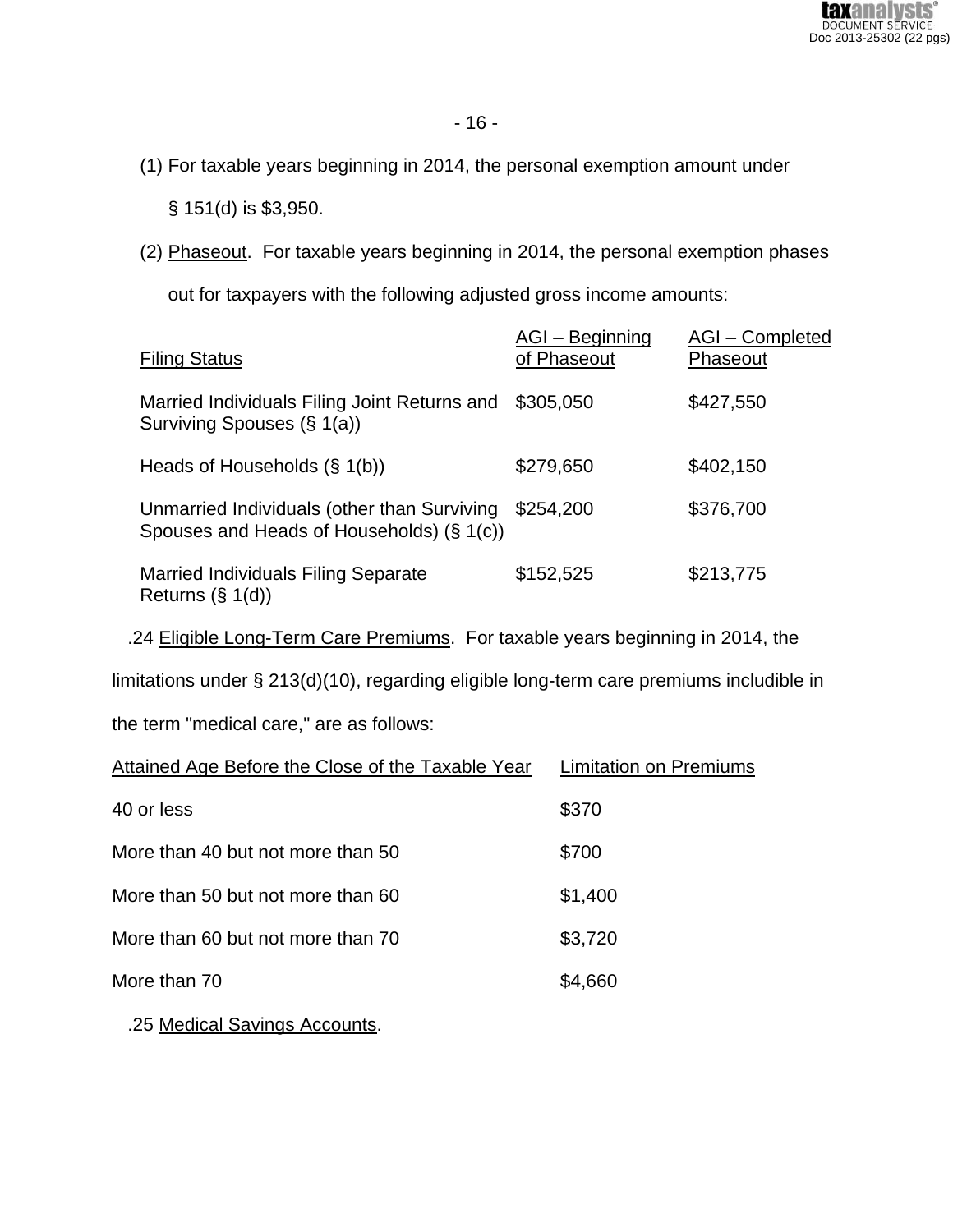(1) For taxable years beginning in 2014, the personal exemption amount under § 151(d) is $3,950.

(2) Phaseout. For taxable years beginning in 2014, the personal exemption phases out for taxpayers with the following adjusted gross income amounts:

| Filing Status | AGI – Beginning of Phaseout | AGI – Completed Phaseout |
|---|---|---|
| Married Individuals Filing Joint Returns and Surviving Spouses (§ 1(a)) | $305,050 | $427,550 |
| Heads of Households (§ 1(b)) | $279,650 | $402,150 |
| Unmarried Individuals (other than Surviving Spouses and Heads of Households) (§ 1(c)) | $254,200 | $376,700 |
| Married Individuals Filing Separate Returns (§ 1(d)) | $152,525 | $213,775 |

.24 Eligible Long-Term Care Premiums. For taxable years beginning in 2014, the limitations under § 213(d)(10), regarding eligible long-term care premiums includible in the term "medical care," are as follows:

| Attained Age Before the Close of the Taxable Year | Limitation on Premiums |
|---|---|
| 40 or less | $370 |
| More than 40 but not more than 50 | $700 |
| More than 50 but not more than 60 | $1,400 |
| More than 60 but not more than 70 | $3,720 |
| More than 70 | $4,660 |

.25 Medical Savings Accounts.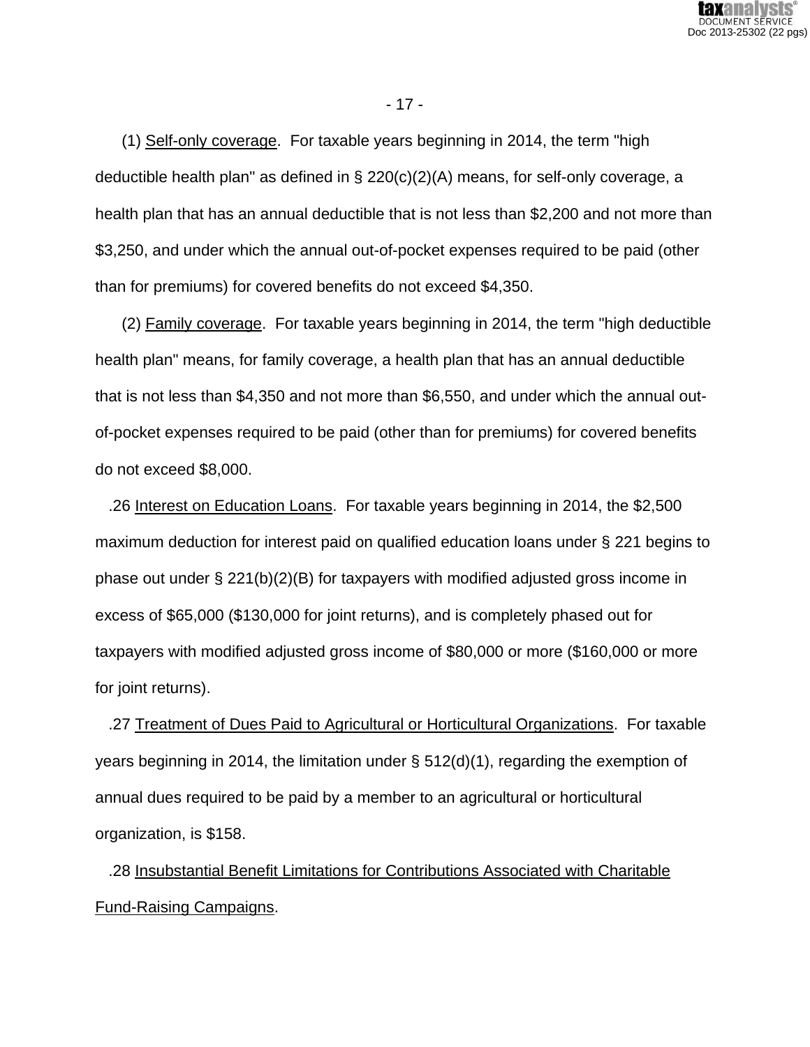(1) Self-only coverage. For taxable years beginning in 2014, the term "high deductible health plan" as defined in § 220(c)(2)(A) means, for self-only coverage, a health plan that has an annual deductible that is not less than $2,200 and not more than $3,250, and under which the annual out-of-pocket expenses required to be paid (other than for premiums) for covered benefits do not exceed $4,350.

(2) Family coverage. For taxable years beginning in 2014, the term "high deductible health plan" means, for family coverage, a health plan that has an annual deductible that is not less than $4,350 and not more than $6,550, and under which the annual out-of-pocket expenses required to be paid (other than for premiums) for covered benefits do not exceed $8,000.

.26 Interest on Education Loans. For taxable years beginning in 2014, the $2,500 maximum deduction for interest paid on qualified education loans under § 221 begins to phase out under § 221(b)(2)(B) for taxpayers with modified adjusted gross income in excess of $65,000 ($130,000 for joint returns), and is completely phased out for taxpayers with modified adjusted gross income of $80,000 or more ($160,000 or more for joint returns).

.27 Treatment of Dues Paid to Agricultural or Horticultural Organizations. For taxable years beginning in 2014, the limitation under § 512(d)(1), regarding the exemption of annual dues required to be paid by a member to an agricultural or horticultural organization, is $158.

.28 Insubstantial Benefit Limitations for Contributions Associated with Charitable Fund-Raising Campaigns.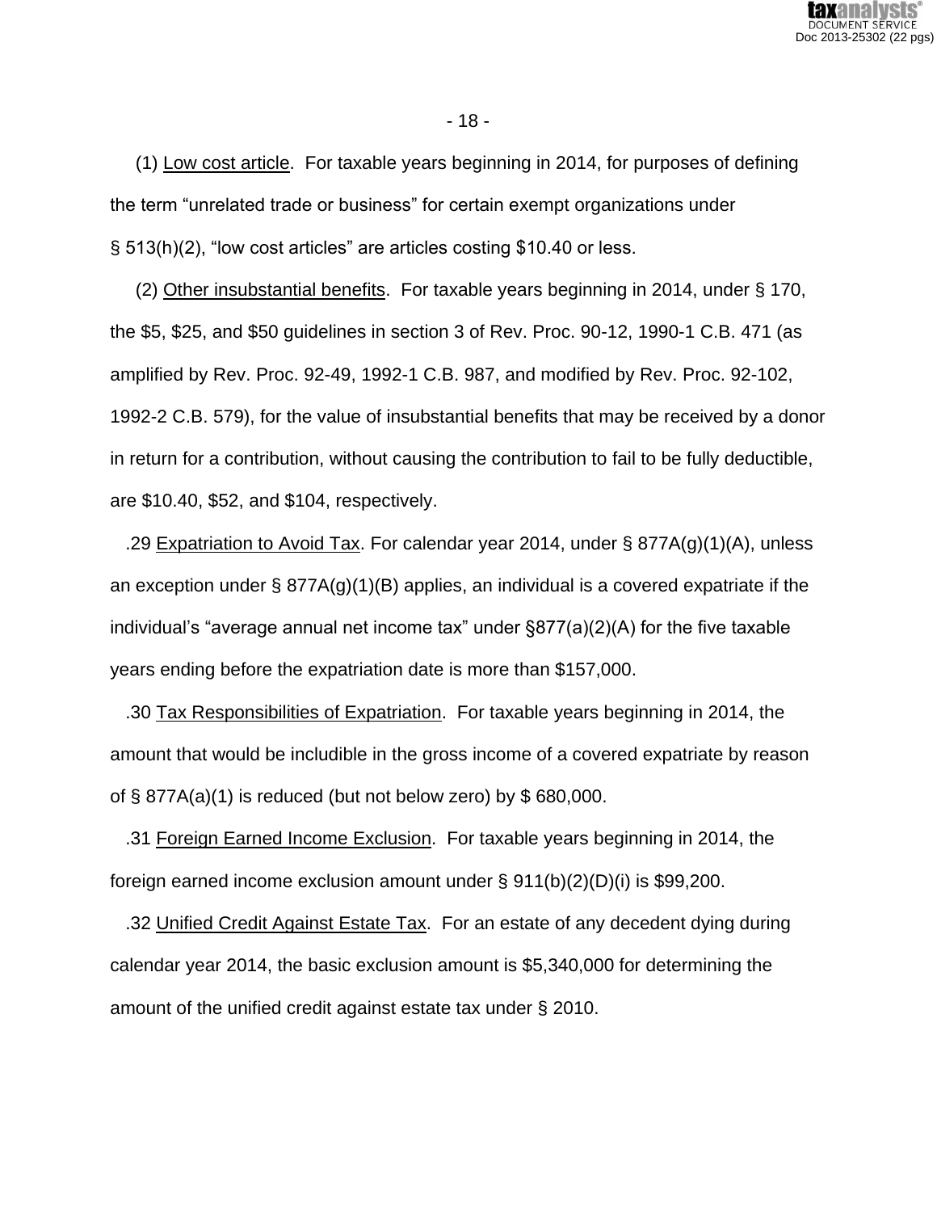(1) Low cost article. For taxable years beginning in 2014, for purposes of defining the term “unrelated trade or business” for certain exempt organizations under § 513(h)(2), “low cost articles” are articles costing $10.40 or less.

(2) Other insubstantial benefits. For taxable years beginning in 2014, under § 170, the $5, $25, and $50 guidelines in section 3 of Rev. Proc. 90-12, 1990-1 C.B. 471 (as amplified by Rev. Proc. 92-49, 1992-1 C.B. 987, and modified by Rev. Proc. 92-102, 1992-2 C.B. 579), for the value of insubstantial benefits that may be received by a donor in return for a contribution, without causing the contribution to fail to be fully deductible, are $10.40, $52, and $104, respectively.

.29 Expatriation to Avoid Tax. For calendar year 2014, under § 877A(g)(1)(A), unless an exception under § 877A(g)(1)(B) applies, an individual is a covered expatriate if the individual’s “average annual net income tax” under §877(a)(2)(A) for the five taxable years ending before the expatriation date is more than $157,000.

.30 Tax Responsibilities of Expatriation. For taxable years beginning in 2014, the amount that would be includible in the gross income of a covered expatriate by reason of § 877A(a)(1) is reduced (but not below zero) by $ 680,000.

.31 Foreign Earned Income Exclusion. For taxable years beginning in 2014, the foreign earned income exclusion amount under § 911(b)(2)(D)(i) is $99,200.

.32 Unified Credit Against Estate Tax. For an estate of any decedent dying during calendar year 2014, the basic exclusion amount is $5,340,000 for determining the amount of the unified credit against estate tax under § 2010.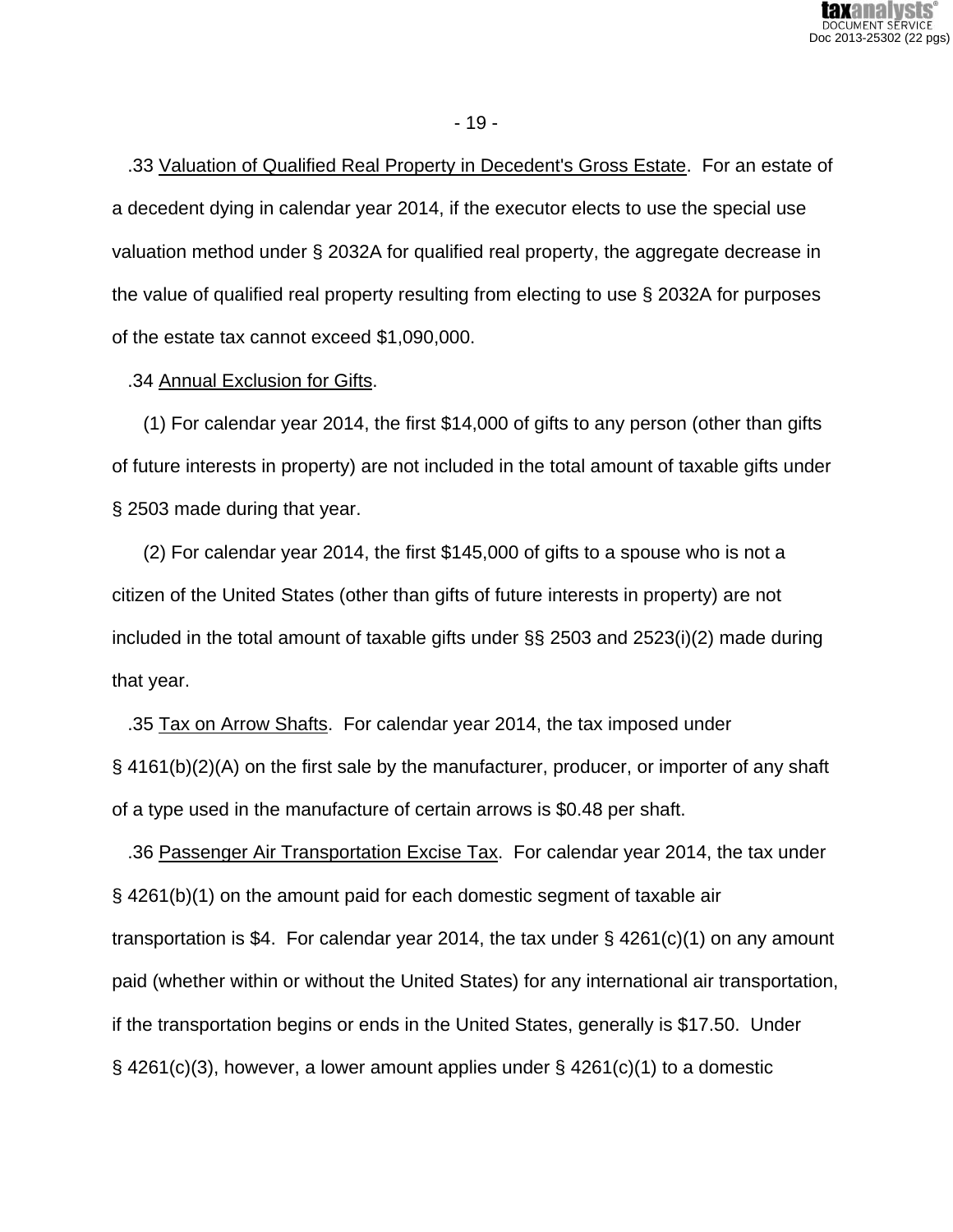.33 Valuation of Qualified Real Property in Decedent's Gross Estate. For an estate of a decedent dying in calendar year 2014, if the executor elects to use the special use valuation method under § 2032A for qualified real property, the aggregate decrease in the value of qualified real property resulting from electing to use § 2032A for purposes of the estate tax cannot exceed $1,090,000.

.34 Annual Exclusion for Gifts.

(1) For calendar year 2014, the first $14,000 of gifts to any person (other than gifts of future interests in property) are not included in the total amount of taxable gifts under § 2503 made during that year.

(2) For calendar year 2014, the first $145,000 of gifts to a spouse who is not a citizen of the United States (other than gifts of future interests in property) are not included in the total amount of taxable gifts under §§ 2503 and 2523(i)(2) made during that year.

.35 Tax on Arrow Shafts. For calendar year 2014, the tax imposed under § 4161(b)(2)(A) on the first sale by the manufacturer, producer, or importer of any shaft of a type used in the manufacture of certain arrows is $0.48 per shaft.

.36 Passenger Air Transportation Excise Tax. For calendar year 2014, the tax under § 4261(b)(1) on the amount paid for each domestic segment of taxable air transportation is $4. For calendar year 2014, the tax under § 4261(c)(1) on any amount paid (whether within or without the United States) for any international air transportation, if the transportation begins or ends in the United States, generally is $17.50. Under § 4261(c)(3), however, a lower amount applies under § 4261(c)(1) to a domestic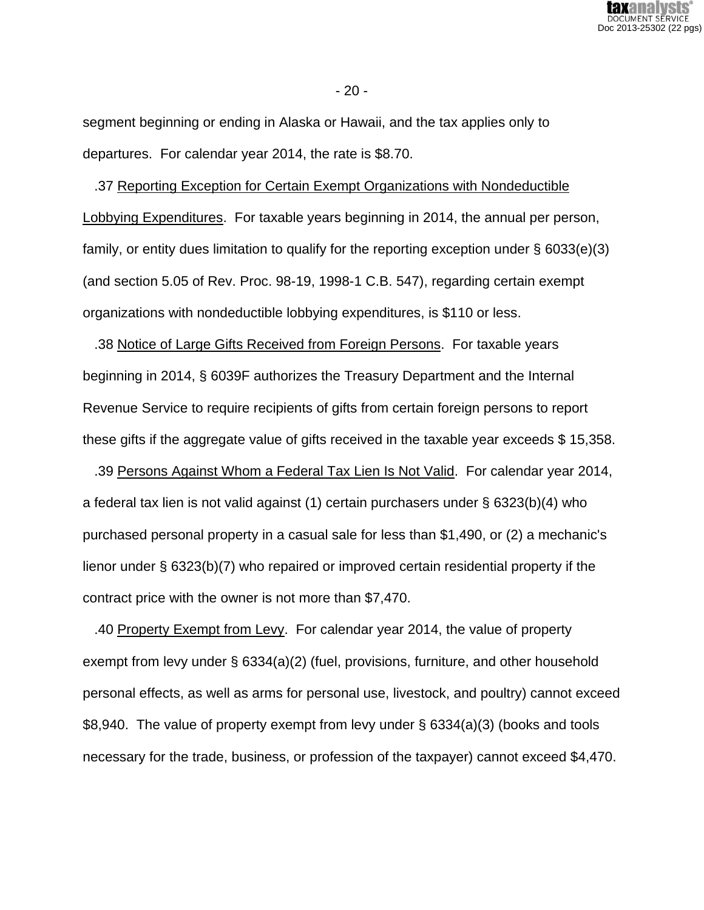segment beginning or ending in Alaska or Hawaii, and the tax applies only to departures. For calendar year 2014, the rate is $8.70.

.37 Reporting Exception for Certain Exempt Organizations with Nondeductible Lobbying Expenditures. For taxable years beginning in 2014, the annual per person, family, or entity dues limitation to qualify for the reporting exception under § 6033(e)(3) (and section 5.05 of Rev. Proc. 98-19, 1998-1 C.B. 547), regarding certain exempt organizations with nondeductible lobbying expenditures, is $110 or less.

.38 Notice of Large Gifts Received from Foreign Persons. For taxable years beginning in 2014, § 6039F authorizes the Treasury Department and the Internal Revenue Service to require recipients of gifts from certain foreign persons to report these gifts if the aggregate value of gifts received in the taxable year exceeds $ 15,358.

.39 Persons Against Whom a Federal Tax Lien Is Not Valid. For calendar year 2014, a federal tax lien is not valid against (1) certain purchasers under § 6323(b)(4) who purchased personal property in a casual sale for less than $1,490, or (2) a mechanic's lienor under § 6323(b)(7) who repaired or improved certain residential property if the contract price with the owner is not more than $7,470.

.40 Property Exempt from Levy. For calendar year 2014, the value of property exempt from levy under § 6334(a)(2) (fuel, provisions, furniture, and other household personal effects, as well as arms for personal use, livestock, and poultry) cannot exceed $8,940. The value of property exempt from levy under § 6334(a)(3) (books and tools necessary for the trade, business, or profession of the taxpayer) cannot exceed $4,470.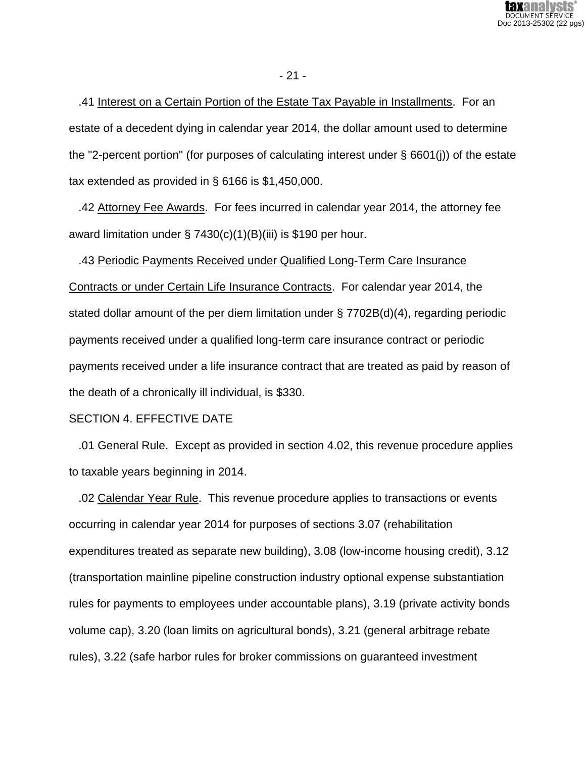.41 Interest on a Certain Portion of the Estate Tax Payable in Installments. For an estate of a decedent dying in calendar year 2014, the dollar amount used to determine the "2-percent portion" (for purposes of calculating interest under § 6601(j)) of the estate tax extended as provided in § 6166 is $1,450,000.

.42 Attorney Fee Awards. For fees incurred in calendar year 2014, the attorney fee award limitation under § 7430(c)(1)(B)(iii) is $190 per hour.

.43 Periodic Payments Received under Qualified Long-Term Care Insurance Contracts or under Certain Life Insurance Contracts. For calendar year 2014, the stated dollar amount of the per diem limitation under § 7702B(d)(4), regarding periodic payments received under a qualified long-term care insurance contract or periodic payments received under a life insurance contract that are treated as paid by reason of the death of a chronically ill individual, is $330.

SECTION 4. EFFECTIVE DATE

.01 General Rule. Except as provided in section 4.02, this revenue procedure applies to taxable years beginning in 2014.

.02 Calendar Year Rule. This revenue procedure applies to transactions or events occurring in calendar year 2014 for purposes of sections 3.07 (rehabilitation expenditures treated as separate new building), 3.08 (low-income housing credit), 3.12 (transportation mainline pipeline construction industry optional expense substantiation rules for payments to employees under accountable plans), 3.19 (private activity bonds volume cap), 3.20 (loan limits on agricultural bonds), 3.21 (general arbitrage rebate rules), 3.22 (safe harbor rules for broker commissions on guaranteed investment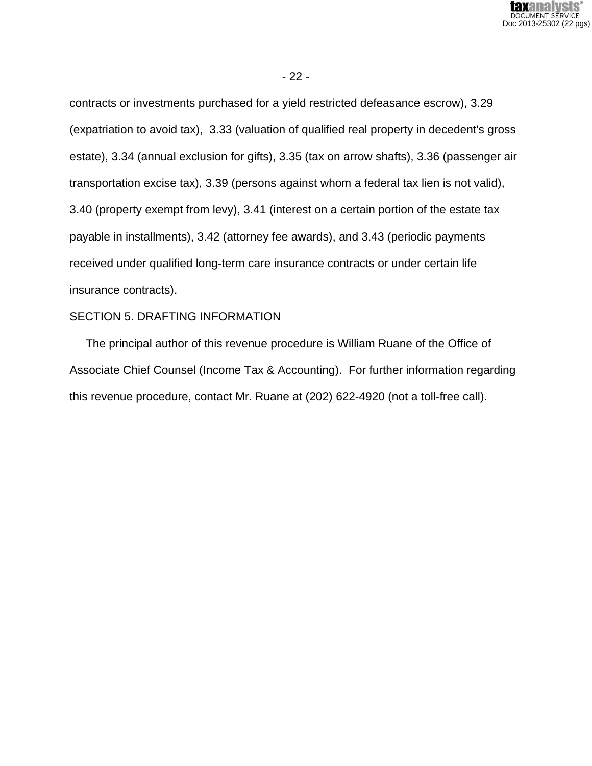contracts or investments purchased for a yield restricted defeasance escrow), 3.29 (expatriation to avoid tax), 3.33 (valuation of qualified real property in decedent's gross estate), 3.34 (annual exclusion for gifts), 3.35 (tax on arrow shafts), 3.36 (passenger air transportation excise tax), 3.39 (persons against whom a federal tax lien is not valid), 3.40 (property exempt from levy), 3.41 (interest on a certain portion of the estate tax payable in installments), 3.42 (attorney fee awards), and 3.43 (periodic payments received under qualified long-term care insurance contracts or under certain life insurance contracts).

SECTION 5. DRAFTING INFORMATION

The principal author of this revenue procedure is William Ruane of the Office of Associate Chief Counsel (Income Tax & Accounting). For further information regarding this revenue procedure, contact Mr. Ruane at (202) 622-4920 (not a toll-free call).